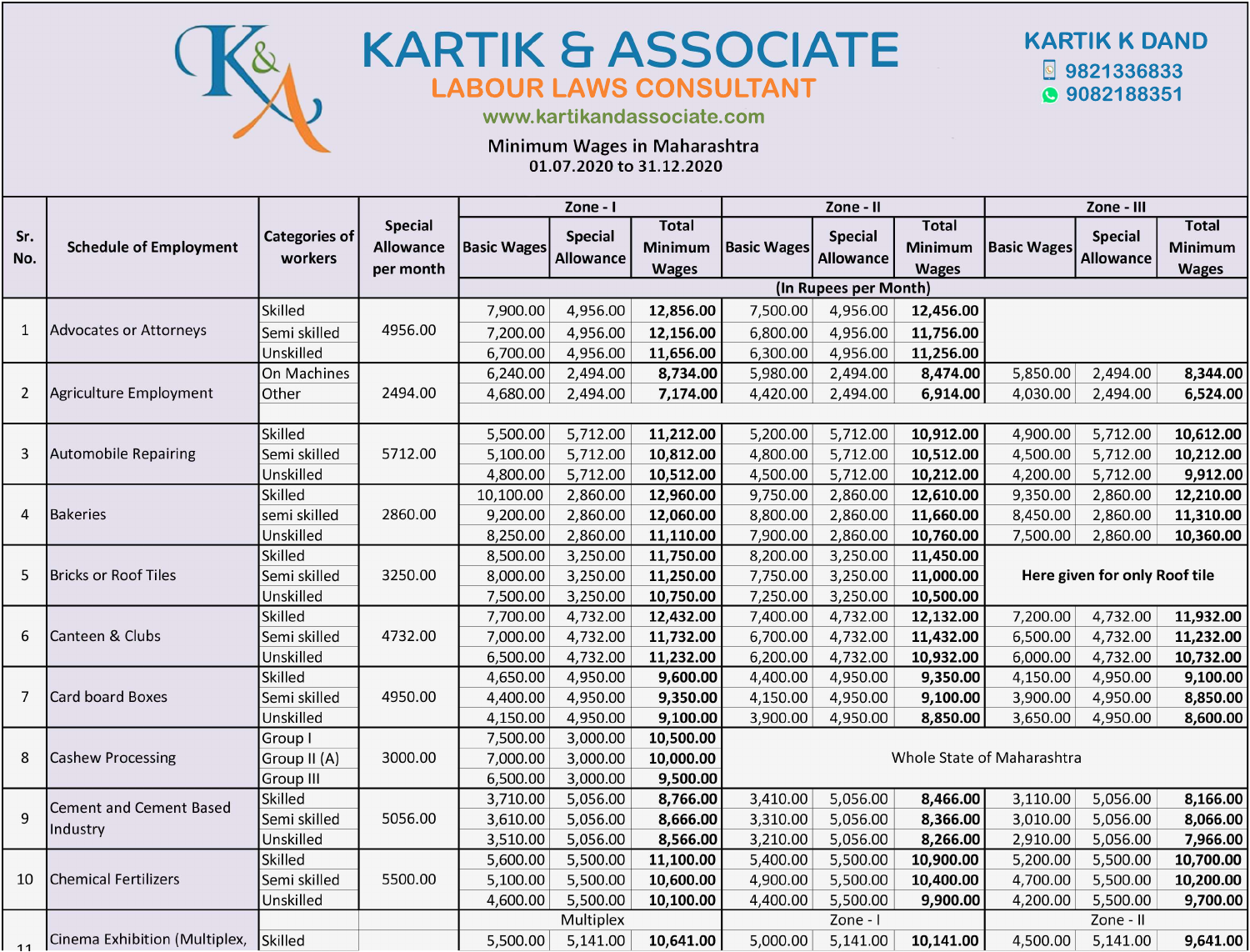# KARTIK & ASSOCIATE

## LABOUR LAWS CONSULTANT

www.kartikandassociate.com

KARTIK K DAND
9821336833
9082188351

### Minimum Wages in Maharashtra
### 01.07.2020 to 31.12.2020

| Sr. No. | Schedule of Employment | Categories of workers | Special Allowance per month | Zone - I | | | Zone - II | | | Zone - III | | |
|---|---|---|---|---|---|---|---|---|---|---|---|---|
| | | | | Basic Wages | Special Allowance | Total Minimum Wages | Basic Wages | Special Allowance | Total Minimum Wages | Basic Wages | Special Allowance | Total Minimum Wages |
| | | | | (In Rupees per Month) | | | | | | | | |
| 1 | Advocates or Attorneys | Skilled | 4956.00 | 7,900.00 | 4,956.00 | **12,856.00** | 7,500.00 | 4,956.00 | **12,456.00** | | | |
| | | Semi skilled | | 7,200.00 | 4,956.00 | **12,156.00** | 6,800.00 | 4,956.00 | **11,756.00** | | | |
| | | Unskilled | | 6,700.00 | 4,956.00 | **11,656.00** | 6,300.00 | 4,956.00 | **11,256.00** | | | |
| 2 | Agriculture Employment | On Machines | 2494.00 | 6,240.00 | 2,494.00 | **8,734.00** | 5,980.00 | 2,494.00 | **8,474.00** | 5,850.00 | 2,494.00 | **8,344.00** |
| | | Other | | 4,680.00 | 2,494.00 | **7,174.00** | 4,420.00 | 2,494.00 | **6,914.00** | 4,030.00 | 2,494.00 | **6,524.00** |
| 3 | Automobile Repairing | Skilled | 5712.00 | 5,500.00 | 5,712.00 | **11,212.00** | 5,200.00 | 5,712.00 | **10,912.00** | 4,900.00 | 5,712.00 | **10,612.00** |
| | | Semi skilled | | 5,100.00 | 5,712.00 | **10,812.00** | 4,800.00 | 5,712.00 | **10,512.00** | 4,500.00 | 5,712.00 | **10,212.00** |
| | | Unskilled | | 4,800.00 | 5,712.00 | **10,512.00** | 4,500.00 | 5,712.00 | **10,212.00** | 4,200.00 | 5,712.00 | **9,912.00** |
| 4 | Bakeries | Skilled | 2860.00 | 10,100.00 | 2,860.00 | **12,960.00** | 9,750.00 | 2,860.00 | **12,610.00** | 9,350.00 | 2,860.00 | **12,210.00** |
| | | semi skilled | | 9,200.00 | 2,860.00 | **12,060.00** | 8,800.00 | 2,860.00 | **11,660.00** | 8,450.00 | 2,860.00 | **11,310.00** |
| | | Unskilled | | 8,250.00 | 2,860.00 | **11,110.00** | 7,900.00 | 2,860.00 | **10,760.00** | 7,500.00 | 2,860.00 | **10,360.00** |
| 5 | Bricks or Roof Tiles | Skilled | 3250.00 | 8,500.00 | 3,250.00 | **11,750.00** | 8,200.00 | 3,250.00 | **11,450.00** | **Here given for only Roof tile** | | |
| | | Semi skilled | | 8,000.00 | 3,250.00 | **11,250.00** | 7,750.00 | 3,250.00 | **11,000.00** | | | |
| | | Unskilled | | 7,500.00 | 3,250.00 | **10,750.00** | 7,250.00 | 3,250.00 | **10,500.00** | | | |
| 6 | Canteen & Clubs | Skilled | 4732.00 | 7,700.00 | 4,732.00 | **12,432.00** | 7,400.00 | 4,732.00 | **12,132.00** | 7,200.00 | 4,732.00 | **11,932.00** |
| | | Semi skilled | | 7,000.00 | 4,732.00 | **11,732.00** | 6,700.00 | 4,732.00 | **11,432.00** | 6,500.00 | 4,732.00 | **11,232.00** |
| | | Unskilled | | 6,500.00 | 4,732.00 | **11,232.00** | 6,200.00 | 4,732.00 | **10,932.00** | 6,000.00 | 4,732.00 | **10,732.00** |
| 7 | Card board Boxes | Skilled | 4950.00 | 4,650.00 | 4,950.00 | **9,600.00** | 4,400.00 | 4,950.00 | **9,350.00** | 4,150.00 | 4,950.00 | **9,100.00** |
| | | Semi skilled | | 4,400.00 | 4,950.00 | **9,350.00** | 4,150.00 | 4,950.00 | **9,100.00** | 3,900.00 | 4,950.00 | **8,850.00** |
| | | Unskilled | | 4,150.00 | 4,950.00 | **9,100.00** | 3,900.00 | 4,950.00 | **8,850.00** | 3,650.00 | 4,950.00 | **8,600.00** |
| 8 | Cashew Processing | Group I | 3000.00 | 7,500.00 | 3,000.00 | **10,500.00** | Whole State of Maharashtra | | | | | |
| | | Group II (A) | | 7,000.00 | 3,000.00 | **10,000.00** | | | | | | |
| | | Group III | | 6,500.00 | 3,000.00 | **9,500.00** | | | | | | |
| 9 | Cement and Cement Based Industry | Skilled | 5056.00 | 3,710.00 | 5,056.00 | **8,766.00** | 3,410.00 | 5,056.00 | **8,466.00** | 3,110.00 | 5,056.00 | **8,166.00** |
| | | Semi skilled | | 3,610.00 | 5,056.00 | **8,666.00** | 3,310.00 | 5,056.00 | **8,366.00** | 3,010.00 | 5,056.00 | **8,066.00** |
| | | Unskilled | | 3,510.00 | 5,056.00 | **8,566.00** | 3,210.00 | 5,056.00 | **8,266.00** | 2,910.00 | 5,056.00 | **7,966.00** |
| 10 | Chemical Fertilizers | Skilled | 5500.00 | 5,600.00 | 5,500.00 | **11,100.00** | 5,400.00 | 5,500.00 | **10,900.00** | 5,200.00 | 5,500.00 | **10,700.00** |
| | | Semi skilled | | 5,100.00 | 5,500.00 | **10,600.00** | 4,900.00 | 5,500.00 | **10,400.00** | 4,700.00 | 5,500.00 | **10,200.00** |
| | | Unskilled | | 4,600.00 | 5,500.00 | **10,100.00** | 4,400.00 | 5,500.00 | **9,900.00** | 4,200.00 | 5,500.00 | **9,700.00** |
| 11 | Cinema Exhibition (Multiplex, | | | Multiplex | | | Zone - I | | | Zone - II | | |
| | | Skilled | | 5,500.00 | 5,141.00 | **10,641.00** | 5,000.00 | 5,141.00 | **10,141.00** | 4,500.00 | 5,141.00 | **9,641.00** |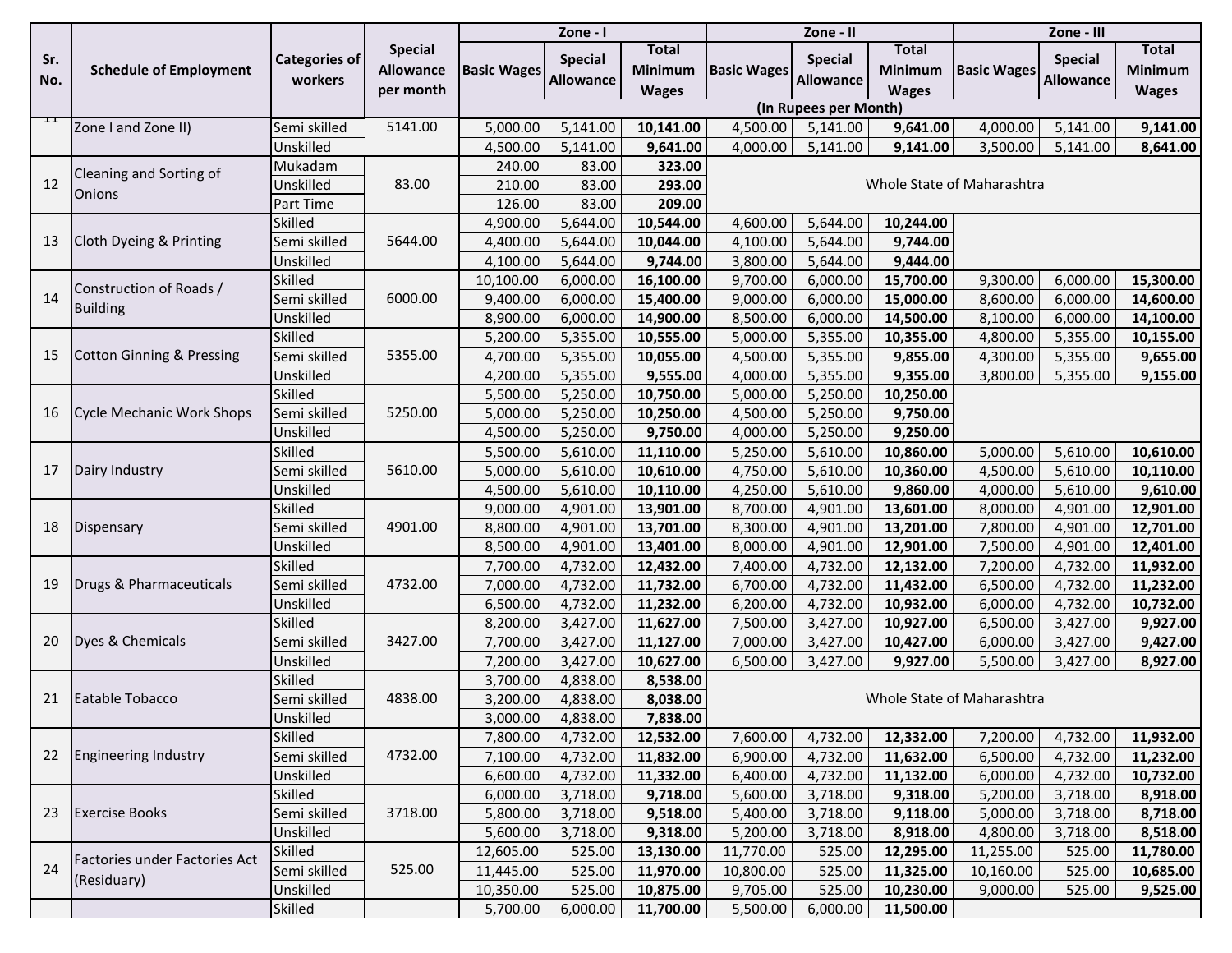| Sr. No. | Schedule of Employment | Categories of workers | Special Allowance per month | Zone - I | | | Zone - II | | | Zone - III | | |
|---|---|---|---|---|---|---|---|---|---|---|---|---|
| | | | | Basic Wages | Special Allowance | Total Minimum Wages | Basic Wages | Special Allowance | Total Minimum Wages | Basic Wages | Special Allowance | Total Minimum Wages |
| | | | | (In Rupees per Month) | | | | | | | | |
| 11 | Zone I and Zone II) | Semi skilled | 5141.00 | 5,000.00 | 5,141.00 | **10,141.00** | 4,500.00 | 5,141.00 | **9,641.00** | 4,000.00 | 5,141.00 | **9,141.00** |
| | | Unskilled | | 4,500.00 | 5,141.00 | **9,641.00** | 4,000.00 | 5,141.00 | **9,141.00** | 3,500.00 | 5,141.00 | **8,641.00** |
| 12 | Cleaning and Sorting of Onions | Mukadam | 83.00 | 240.00 | 83.00 | **323.00** | Whole State of Maharashtra | | | | | |
| | | Unskilled | | 210.00 | 83.00 | **293.00** | | | | | | |
| | | Part Time | | 126.00 | 83.00 | **209.00** | | | | | | |
| 13 | Cloth Dyeing & Printing | Skilled | 5644.00 | 4,900.00 | 5,644.00 | **10,544.00** | 4,600.00 | 5,644.00 | **10,244.00** | | | |
| | | Semi skilled | | 4,400.00 | 5,644.00 | **10,044.00** | 4,100.00 | 5,644.00 | **9,744.00** | | | |
| | | Unskilled | | 4,100.00 | 5,644.00 | **9,744.00** | 3,800.00 | 5,644.00 | **9,444.00** | | | |
| 14 | Construction of Roads / Building | Skilled | 6000.00 | 10,100.00 | 6,000.00 | **16,100.00** | 9,700.00 | 6,000.00 | **15,700.00** | 9,300.00 | 6,000.00 | **15,300.00** |
| | | Semi skilled | | 9,400.00 | 6,000.00 | **15,400.00** | 9,000.00 | 6,000.00 | **15,000.00** | 8,600.00 | 6,000.00 | **14,600.00** |
| | | Unskilled | | 8,900.00 | 6,000.00 | **14,900.00** | 8,500.00 | 6,000.00 | **14,500.00** | 8,100.00 | 6,000.00 | **14,100.00** |
| 15 | Cotton Ginning & Pressing | Skilled | 5355.00 | 5,200.00 | 5,355.00 | **10,555.00** | 5,000.00 | 5,355.00 | **10,355.00** | 4,800.00 | 5,355.00 | **10,155.00** |
| | | Semi skilled | | 4,700.00 | 5,355.00 | **10,055.00** | 4,500.00 | 5,355.00 | **9,855.00** | 4,300.00 | 5,355.00 | **9,655.00** |
| | | Unskilled | | 4,200.00 | 5,355.00 | **9,555.00** | 4,000.00 | 5,355.00 | **9,355.00** | 3,800.00 | 5,355.00 | **9,155.00** |
| 16 | Cycle Mechanic Work Shops | Skilled | 5250.00 | 5,500.00 | 5,250.00 | **10,750.00** | 5,000.00 | 5,250.00 | **10,250.00** | | | |
| | | Semi skilled | | 5,000.00 | 5,250.00 | **10,250.00** | 4,500.00 | 5,250.00 | **9,750.00** | | | |
| | | Unskilled | | 4,500.00 | 5,250.00 | **9,750.00** | 4,000.00 | 5,250.00 | **9,250.00** | | | |
| 17 | Dairy Industry | Skilled | 5610.00 | 5,500.00 | 5,610.00 | **11,110.00** | 5,250.00 | 5,610.00 | **10,860.00** | 5,000.00 | 5,610.00 | **10,610.00** |
| | | Semi skilled | | 5,000.00 | 5,610.00 | **10,610.00** | 4,750.00 | 5,610.00 | **10,360.00** | 4,500.00 | 5,610.00 | **10,110.00** |
| | | Unskilled | | 4,500.00 | 5,610.00 | **10,110.00** | 4,250.00 | 5,610.00 | **9,860.00** | 4,000.00 | 5,610.00 | **9,610.00** |
| 18 | Dispensary | Skilled | 4901.00 | 9,000.00 | 4,901.00 | **13,901.00** | 8,700.00 | 4,901.00 | **13,601.00** | 8,000.00 | 4,901.00 | **12,901.00** |
| | | Semi skilled | | 8,800.00 | 4,901.00 | **13,701.00** | 8,300.00 | 4,901.00 | **13,201.00** | 7,800.00 | 4,901.00 | **12,701.00** |
| | | Unskilled | | 8,500.00 | 4,901.00 | **13,401.00** | 8,000.00 | 4,901.00 | **12,901.00** | 7,500.00 | 4,901.00 | **12,401.00** |
| 19 | Drugs & Pharmaceuticals | Skilled | 4732.00 | 7,700.00 | 4,732.00 | **12,432.00** | 7,400.00 | 4,732.00 | **12,132.00** | 7,200.00 | 4,732.00 | **11,932.00** |
| | | Semi skilled | | 7,000.00 | 4,732.00 | **11,732.00** | 6,700.00 | 4,732.00 | **11,432.00** | 6,500.00 | 4,732.00 | **11,232.00** |
| | | Unskilled | | 6,500.00 | 4,732.00 | **11,232.00** | 6,200.00 | 4,732.00 | **10,932.00** | 6,000.00 | 4,732.00 | **10,732.00** |
| 20 | Dyes & Chemicals | Skilled | 3427.00 | 8,200.00 | 3,427.00 | **11,627.00** | 7,500.00 | 3,427.00 | **10,927.00** | 6,500.00 | 3,427.00 | **9,927.00** |
| | | Semi skilled | | 7,700.00 | 3,427.00 | **11,127.00** | 7,000.00 | 3,427.00 | **10,427.00** | 6,000.00 | 3,427.00 | **9,427.00** |
| | | Unskilled | | 7,200.00 | 3,427.00 | **10,627.00** | 6,500.00 | 3,427.00 | **9,927.00** | 5,500.00 | 3,427.00 | **8,927.00** |
| 21 | Eatable Tobacco | Skilled | 4838.00 | 3,700.00 | 4,838.00 | **8,538.00** | Whole State of Maharashtra | | | | | |
| | | Semi skilled | | 3,200.00 | 4,838.00 | **8,038.00** | | | | | | |
| | | Unskilled | | 3,000.00 | 4,838.00 | **7,838.00** | | | | | | |
| 22 | Engineering Industry | Skilled | 4732.00 | 7,800.00 | 4,732.00 | **12,532.00** | 7,600.00 | 4,732.00 | **12,332.00** | 7,200.00 | 4,732.00 | **11,932.00** |
| | | Semi skilled | | 7,100.00 | 4,732.00 | **11,832.00** | 6,900.00 | 4,732.00 | **11,632.00** | 6,500.00 | 4,732.00 | **11,232.00** |
| | | Unskilled | | 6,600.00 | 4,732.00 | **11,332.00** | 6,400.00 | 4,732.00 | **11,132.00** | 6,000.00 | 4,732.00 | **10,732.00** |
| 23 | Exercise Books | Skilled | 3718.00 | 6,000.00 | 3,718.00 | **9,718.00** | 5,600.00 | 3,718.00 | **9,318.00** | 5,200.00 | 3,718.00 | **8,918.00** |
| | | Semi skilled | | 5,800.00 | 3,718.00 | **9,518.00** | 5,400.00 | 3,718.00 | **9,118.00** | 5,000.00 | 3,718.00 | **8,718.00** |
| | | Unskilled | | 5,600.00 | 3,718.00 | **9,318.00** | 5,200.00 | 3,718.00 | **8,918.00** | 4,800.00 | 3,718.00 | **8,518.00** |
| 24 | Factories under Factories Act (Residuary) | Skilled | 525.00 | 12,605.00 | 525.00 | **13,130.00** | 11,770.00 | 525.00 | **12,295.00** | 11,255.00 | 525.00 | **11,780.00** |
| | | Semi skilled | | 11,445.00 | 525.00 | **11,970.00** | 10,800.00 | 525.00 | **11,325.00** | 10,160.00 | 525.00 | **10,685.00** |
| | | Unskilled | | 10,350.00 | 525.00 | **10,875.00** | 9,705.00 | 525.00 | **10,230.00** | 9,000.00 | 525.00 | **9,525.00** |
| | | Skilled | | 5,700.00 | 6,000.00 | **11,700.00** | 5,500.00 | 6,000.00 | **11,500.00** | | | |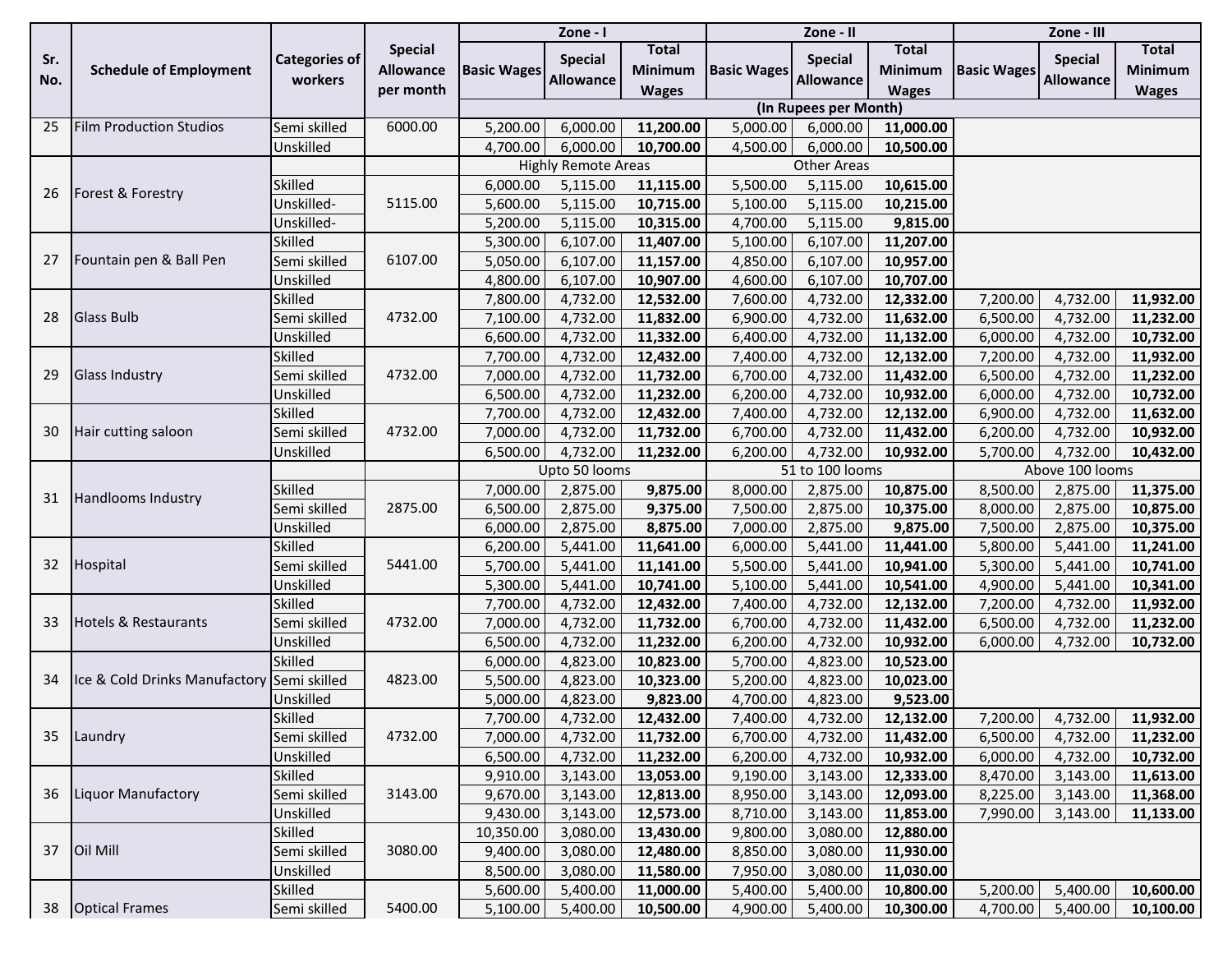| Sr. No. | Schedule of Employment | Categories of workers | Special Allowance per month | Zone - I | | | Zone - II | | | Zone - III | | |
|---|---|---|---|---|---|---|---|---|---|---|---|---|
| | | | | Basic Wages | Special Allowance | Total Minimum Wages | Basic Wages | Special Allowance | Total Minimum Wages | Basic Wages | Special Allowance | Total Minimum Wages |
| | | | | (In Rupees per Month) | | | | | | | | |
| 25 | Film Production Studios | Semi skilled | 6000.00 | 5,200.00 | 6,000.00 | **11,200.00** | 5,000.00 | 6,000.00 | **11,000.00** | | | |
| | | Unskilled | | 4,700.00 | 6,000.00 | **10,700.00** | 4,500.00 | 6,000.00 | **10,500.00** | | | |
| 26 | Forest & Forestry | | | Highly Remote Areas | | | Other Areas | | | | | |
| | | Skilled | 5115.00 | 6,000.00 | 5,115.00 | **11,115.00** | 5,500.00 | 5,115.00 | **10,615.00** | | | |
| | | Unskilled- | | 5,600.00 | 5,115.00 | **10,715.00** | 5,100.00 | 5,115.00 | **10,215.00** | | | |
| | | Unskilled- | | 5,200.00 | 5,115.00 | **10,315.00** | 4,700.00 | 5,115.00 | **9,815.00** | | | |
| 27 | Fountain pen & Ball Pen | Skilled | 6107.00 | 5,300.00 | 6,107.00 | **11,407.00** | 5,100.00 | 6,107.00 | **11,207.00** | | | |
| | | Semi skilled | | 5,050.00 | 6,107.00 | **11,157.00** | 4,850.00 | 6,107.00 | **10,957.00** | | | |
| | | Unskilled | | 4,800.00 | 6,107.00 | **10,907.00** | 4,600.00 | 6,107.00 | **10,707.00** | | | |
| 28 | Glass Bulb | Skilled | 4732.00 | 7,800.00 | 4,732.00 | **12,532.00** | 7,600.00 | 4,732.00 | **12,332.00** | 7,200.00 | 4,732.00 | **11,932.00** |
| | | Semi skilled | | 7,100.00 | 4,732.00 | **11,832.00** | 6,900.00 | 4,732.00 | **11,632.00** | 6,500.00 | 4,732.00 | **11,232.00** |
| | | Unskilled | | 6,600.00 | 4,732.00 | **11,332.00** | 6,400.00 | 4,732.00 | **11,132.00** | 6,000.00 | 4,732.00 | **10,732.00** |
| 29 | Glass Industry | Skilled | 4732.00 | 7,700.00 | 4,732.00 | **12,432.00** | 7,400.00 | 4,732.00 | **12,132.00** | 7,200.00 | 4,732.00 | **11,932.00** |
| | | Semi skilled | | 7,000.00 | 4,732.00 | **11,732.00** | 6,700.00 | 4,732.00 | **11,432.00** | 6,500.00 | 4,732.00 | **11,232.00** |
| | | Unskilled | | 6,500.00 | 4,732.00 | **11,232.00** | 6,200.00 | 4,732.00 | **10,932.00** | 6,000.00 | 4,732.00 | **10,732.00** |
| 30 | Hair cutting saloon | Skilled | 4732.00 | 7,700.00 | 4,732.00 | **12,432.00** | 7,400.00 | 4,732.00 | **12,132.00** | 6,900.00 | 4,732.00 | **11,632.00** |
| | | Semi skilled | | 7,000.00 | 4,732.00 | **11,732.00** | 6,700.00 | 4,732.00 | **11,432.00** | 6,200.00 | 4,732.00 | **10,932.00** |
| | | Unskilled | | 6,500.00 | 4,732.00 | **11,232.00** | 6,200.00 | 4,732.00 | **10,932.00** | 5,700.00 | 4,732.00 | **10,432.00** |
| 31 | Handlooms Industry | | | Upto 50 looms | | | 51 to 100 looms | | | Above 100 looms | | |
| | | Skilled | 2875.00 | 7,000.00 | 2,875.00 | **9,875.00** | 8,000.00 | 2,875.00 | **10,875.00** | 8,500.00 | 2,875.00 | **11,375.00** |
| | | Semi skilled | | 6,500.00 | 2,875.00 | **9,375.00** | 7,500.00 | 2,875.00 | **10,375.00** | 8,000.00 | 2,875.00 | **10,875.00** |
| | | Unskilled | | 6,000.00 | 2,875.00 | **8,875.00** | 7,000.00 | 2,875.00 | **9,875.00** | 7,500.00 | 2,875.00 | **10,375.00** |
| 32 | Hospital | Skilled | 5441.00 | 6,200.00 | 5,441.00 | **11,641.00** | 6,000.00 | 5,441.00 | **11,441.00** | 5,800.00 | 5,441.00 | **11,241.00** |
| | | Semi skilled | | 5,700.00 | 5,441.00 | **11,141.00** | 5,500.00 | 5,441.00 | **10,941.00** | 5,300.00 | 5,441.00 | **10,741.00** |
| | | Unskilled | | 5,300.00 | 5,441.00 | **10,741.00** | 5,100.00 | 5,441.00 | **10,541.00** | 4,900.00 | 5,441.00 | **10,341.00** |
| 33 | Hotels & Restaurants | Skilled | 4732.00 | 7,700.00 | 4,732.00 | **12,432.00** | 7,400.00 | 4,732.00 | **12,132.00** | 7,200.00 | 4,732.00 | **11,932.00** |
| | | Semi skilled | | 7,000.00 | 4,732.00 | **11,732.00** | 6,700.00 | 4,732.00 | **11,432.00** | 6,500.00 | 4,732.00 | **11,232.00** |
| | | Unskilled | | 6,500.00 | 4,732.00 | **11,232.00** | 6,200.00 | 4,732.00 | **10,932.00** | 6,000.00 | 4,732.00 | **10,732.00** |
| 34 | Ice & Cold Drinks Manufactory | Skilled | 4823.00 | 6,000.00 | 4,823.00 | **10,823.00** | 5,700.00 | 4,823.00 | **10,523.00** | | | |
| | | Semi skilled | | 5,500.00 | 4,823.00 | **10,323.00** | 5,200.00 | 4,823.00 | **10,023.00** | | | |
| | | Unskilled | | 5,000.00 | 4,823.00 | **9,823.00** | 4,700.00 | 4,823.00 | **9,523.00** | | | |
| 35 | Laundry | Skilled | 4732.00 | 7,700.00 | 4,732.00 | **12,432.00** | 7,400.00 | 4,732.00 | **12,132.00** | 7,200.00 | 4,732.00 | **11,932.00** |
| | | Semi skilled | | 7,000.00 | 4,732.00 | **11,732.00** | 6,700.00 | 4,732.00 | **11,432.00** | 6,500.00 | 4,732.00 | **11,232.00** |
| | | Unskilled | | 6,500.00 | 4,732.00 | **11,232.00** | 6,200.00 | 4,732.00 | **10,932.00** | 6,000.00 | 4,732.00 | **10,732.00** |
| 36 | Liquor Manufactory | Skilled | 3143.00 | 9,910.00 | 3,143.00 | **13,053.00** | 9,190.00 | 3,143.00 | **12,333.00** | 8,470.00 | 3,143.00 | **11,613.00** |
| | | Semi skilled | | 9,670.00 | 3,143.00 | **12,813.00** | 8,950.00 | 3,143.00 | **12,093.00** | 8,225.00 | 3,143.00 | **11,368.00** |
| | | Unskilled | | 9,430.00 | 3,143.00 | **12,573.00** | 8,710.00 | 3,143.00 | **11,853.00** | 7,990.00 | 3,143.00 | **11,133.00** |
| 37 | Oil Mill | Skilled | 3080.00 | 10,350.00 | 3,080.00 | **13,430.00** | 9,800.00 | 3,080.00 | **12,880.00** | | | |
| | | Semi skilled | | 9,400.00 | 3,080.00 | **12,480.00** | 8,850.00 | 3,080.00 | **11,930.00** | | | |
| | | Unskilled | | 8,500.00 | 3,080.00 | **11,580.00** | 7,950.00 | 3,080.00 | **11,030.00** | | | |
| 38 | Optical Frames | Skilled | 5400.00 | 5,600.00 | 5,400.00 | **11,000.00** | 5,400.00 | 5,400.00 | **10,800.00** | 5,200.00 | 5,400.00 | **10,600.00** |
| | | Semi skilled | | 5,100.00 | 5,400.00 | **10,500.00** | 4,900.00 | 5,400.00 | **10,300.00** | 4,700.00 | 5,400.00 | **10,100.00** |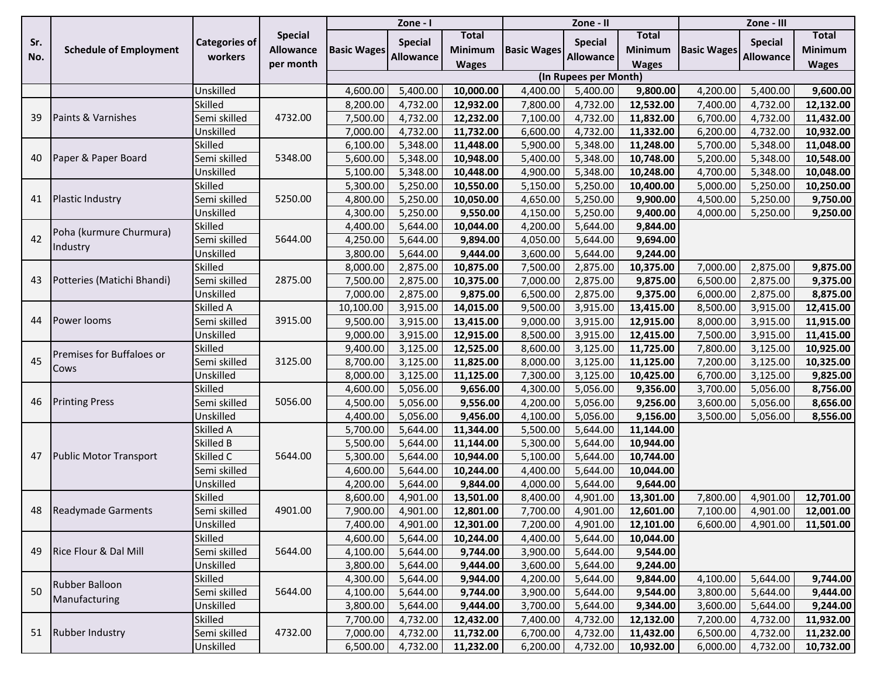| Sr. No. | Schedule of Employment | Categories of workers | Special Allowance per month | Zone - I | | | Zone - II | | | Zone - III | | |
|---|---|---|---|---|---|---|---|---|---|---|---|---|
| | | | | Basic Wages | Special Allowance | Total Minimum Wages | Basic Wages | Special Allowance | Total Minimum Wages | Basic Wages | Special Allowance | Total Minimum Wages |
| | | | | (In Rupees per Month) | | | | | | | | |
| | | Unskilled | | 4,600.00 | 5,400.00 | **10,000.00** | 4,400.00 | 5,400.00 | **9,800.00** | 4,200.00 | 5,400.00 | **9,600.00** |
| 39 | Paints & Varnishes | Skilled | 4732.00 | 8,200.00 | 4,732.00 | **12,932.00** | 7,800.00 | 4,732.00 | **12,532.00** | 7,400.00 | 4,732.00 | **12,132.00** |
| | | Semi skilled | | 7,500.00 | 4,732.00 | **12,232.00** | 7,100.00 | 4,732.00 | **11,832.00** | 6,700.00 | 4,732.00 | **11,432.00** |
| | | Unskilled | | 7,000.00 | 4,732.00 | **11,732.00** | 6,600.00 | 4,732.00 | **11,332.00** | 6,200.00 | 4,732.00 | **10,932.00** |
| 40 | Paper & Paper Board | Skilled | 5348.00 | 6,100.00 | 5,348.00 | **11,448.00** | 5,900.00 | 5,348.00 | **11,248.00** | 5,700.00 | 5,348.00 | **11,048.00** |
| | | Semi skilled | | 5,600.00 | 5,348.00 | **10,948.00** | 5,400.00 | 5,348.00 | **10,748.00** | 5,200.00 | 5,348.00 | **10,548.00** |
| | | Unskilled | | 5,100.00 | 5,348.00 | **10,448.00** | 4,900.00 | 5,348.00 | **10,248.00** | 4,700.00 | 5,348.00 | **10,048.00** |
| 41 | Plastic Industry | Skilled | 5250.00 | 5,300.00 | 5,250.00 | **10,550.00** | 5,150.00 | 5,250.00 | **10,400.00** | 5,000.00 | 5,250.00 | **10,250.00** |
| | | Semi skilled | | 4,800.00 | 5,250.00 | **10,050.00** | 4,650.00 | 5,250.00 | **9,900.00** | 4,500.00 | 5,250.00 | **9,750.00** |
| | | Unskilled | | 4,300.00 | 5,250.00 | **9,550.00** | 4,150.00 | 5,250.00 | **9,400.00** | 4,000.00 | 5,250.00 | **9,250.00** |
| 42 | Poha (kurmure Churmura) Industry | Skilled | 5644.00 | 4,400.00 | 5,644.00 | **10,044.00** | 4,200.00 | 5,644.00 | **9,844.00** | | | |
| | | Semi skilled | | 4,250.00 | 5,644.00 | **9,894.00** | 4,050.00 | 5,644.00 | **9,694.00** | | | |
| | | Unskilled | | 3,800.00 | 5,644.00 | **9,444.00** | 3,600.00 | 5,644.00 | **9,244.00** | | | |
| 43 | Potteries (Matichi Bhandi) | Skilled | 2875.00 | 8,000.00 | 2,875.00 | **10,875.00** | 7,500.00 | 2,875.00 | **10,375.00** | 7,000.00 | 2,875.00 | **9,875.00** |
| | | Semi skilled | | 7,500.00 | 2,875.00 | **10,375.00** | 7,000.00 | 2,875.00 | **9,875.00** | 6,500.00 | 2,875.00 | **9,375.00** |
| | | Unskilled | | 7,000.00 | 2,875.00 | **9,875.00** | 6,500.00 | 2,875.00 | **9,375.00** | 6,000.00 | 2,875.00 | **8,875.00** |
| 44 | Power looms | Skilled A | 3915.00 | 10,100.00 | 3,915.00 | **14,015.00** | 9,500.00 | 3,915.00 | **13,415.00** | 8,500.00 | 3,915.00 | **12,415.00** |
| | | Semi skilled | | 9,500.00 | 3,915.00 | **13,415.00** | 9,000.00 | 3,915.00 | **12,915.00** | 8,000.00 | 3,915.00 | **11,915.00** |
| | | Unskilled | | 9,000.00 | 3,915.00 | **12,915.00** | 8,500.00 | 3,915.00 | **12,415.00** | 7,500.00 | 3,915.00 | **11,415.00** |
| 45 | Premises for Buffaloes or Cows | Skilled | 3125.00 | 9,400.00 | 3,125.00 | **12,525.00** | 8,600.00 | 3,125.00 | **11,725.00** | 7,800.00 | 3,125.00 | **10,925.00** |
| | | Semi skilled | | 8,700.00 | 3,125.00 | **11,825.00** | 8,000.00 | 3,125.00 | **11,125.00** | 7,200.00 | 3,125.00 | **10,325.00** |
| | | Unskilled | | 8,000.00 | 3,125.00 | **11,125.00** | 7,300.00 | 3,125.00 | **10,425.00** | 6,700.00 | 3,125.00 | **9,825.00** |
| 46 | Printing Press | Skilled | 5056.00 | 4,600.00 | 5,056.00 | **9,656.00** | 4,300.00 | 5,056.00 | **9,356.00** | 3,700.00 | 5,056.00 | **8,756.00** |
| | | Semi skilled | | 4,500.00 | 5,056.00 | **9,556.00** | 4,200.00 | 5,056.00 | **9,256.00** | 3,600.00 | 5,056.00 | **8,656.00** |
| | | Unskilled | | 4,400.00 | 5,056.00 | **9,456.00** | 4,100.00 | 5,056.00 | **9,156.00** | 3,500.00 | 5,056.00 | **8,556.00** |
| 47 | Public Motor Transport | Skilled A | 5644.00 | 5,700.00 | 5,644.00 | **11,344.00** | 5,500.00 | 5,644.00 | **11,144.00** | | | |
| | | Skilled B | | 5,500.00 | 5,644.00 | **11,144.00** | 5,300.00 | 5,644.00 | **10,944.00** | | | |
| | | Skilled C | | 5,300.00 | 5,644.00 | **10,944.00** | 5,100.00 | 5,644.00 | **10,744.00** | | | |
| | | Semi skilled | | 4,600.00 | 5,644.00 | **10,244.00** | 4,400.00 | 5,644.00 | **10,044.00** | | | |
| | | Unskilled | | 4,200.00 | 5,644.00 | **9,844.00** | 4,000.00 | 5,644.00 | **9,644.00** | | | |
| 48 | Readymade Garments | Skilled | 4901.00 | 8,600.00 | 4,901.00 | **13,501.00** | 8,400.00 | 4,901.00 | **13,301.00** | 7,800.00 | 4,901.00 | **12,701.00** |
| | | Semi skilled | | 7,900.00 | 4,901.00 | **12,801.00** | 7,700.00 | 4,901.00 | **12,601.00** | 7,100.00 | 4,901.00 | **12,001.00** |
| | | Unskilled | | 7,400.00 | 4,901.00 | **12,301.00** | 7,200.00 | 4,901.00 | **12,101.00** | 6,600.00 | 4,901.00 | **11,501.00** |
| 49 | Rice Flour & Dal Mill | Skilled | 5644.00 | 4,600.00 | 5,644.00 | **10,244.00** | 4,400.00 | 5,644.00 | **10,044.00** | | | |
| | | Semi skilled | | 4,100.00 | 5,644.00 | **9,744.00** | 3,900.00 | 5,644.00 | **9,544.00** | | | |
| | | Unskilled | | 3,800.00 | 5,644.00 | **9,444.00** | 3,600.00 | 5,644.00 | **9,244.00** | | | |
| 50 | Rubber Balloon Manufacturing | Skilled | 5644.00 | 4,300.00 | 5,644.00 | **9,944.00** | 4,200.00 | 5,644.00 | **9,844.00** | 4,100.00 | 5,644.00 | **9,744.00** |
| | | Semi skilled | | 4,100.00 | 5,644.00 | **9,744.00** | 3,900.00 | 5,644.00 | **9,544.00** | 3,800.00 | 5,644.00 | **9,444.00** |
| | | Unskilled | | 3,800.00 | 5,644.00 | **9,444.00** | 3,700.00 | 5,644.00 | **9,344.00** | 3,600.00 | 5,644.00 | **9,244.00** |
| 51 | Rubber Industry | Skilled | 4732.00 | 7,700.00 | 4,732.00 | **12,432.00** | 7,400.00 | 4,732.00 | **12,132.00** | 7,200.00 | 4,732.00 | **11,932.00** |
| | | Semi skilled | | 7,000.00 | 4,732.00 | **11,732.00** | 6,700.00 | 4,732.00 | **11,432.00** | 6,500.00 | 4,732.00 | **11,232.00** |
| | | Unskilled | | 6,500.00 | 4,732.00 | **11,232.00** | 6,200.00 | 4,732.00 | **10,932.00** | 6,000.00 | 4,732.00 | **10,732.00** |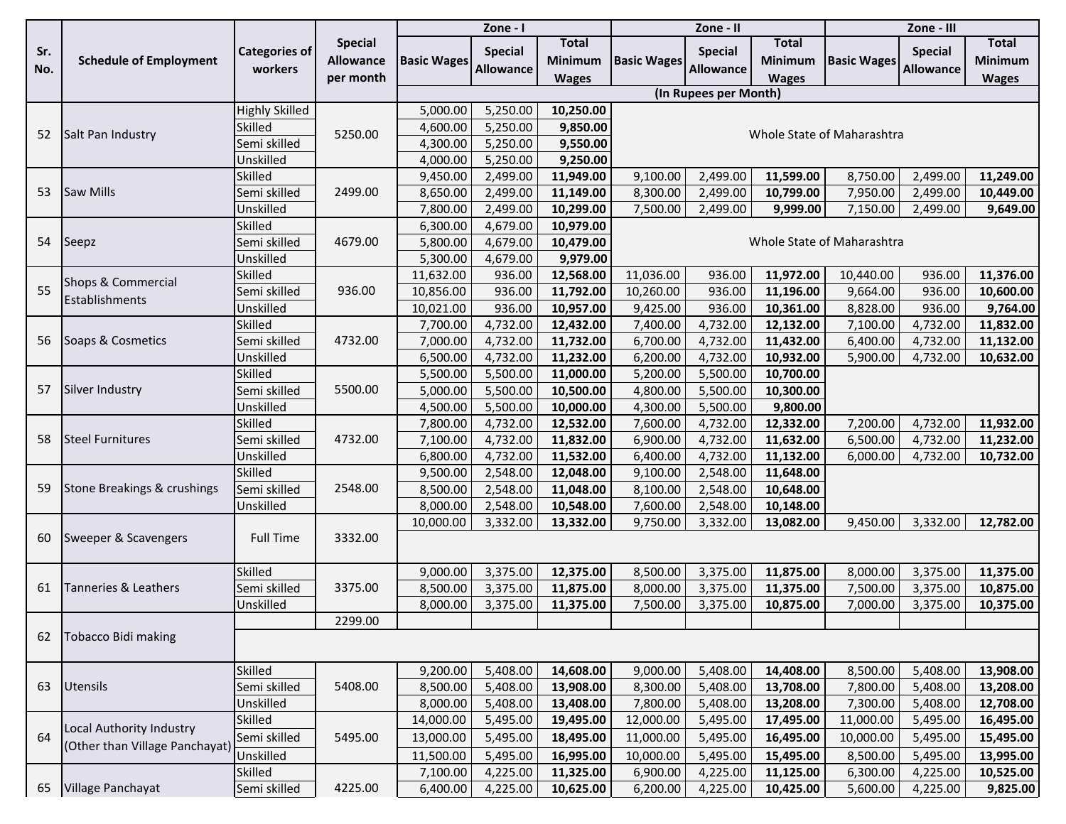| Sr. No. | Schedule of Employment | Categories of workers | Special Allowance per month | Zone - I | | | Zone - II | | | Zone - III | | |
|---|---|---|---|---|---|---|---|---|---|---|---|---|
| | | | | Basic Wages | Special Allowance | Total Minimum Wages | Basic Wages | Special Allowance | Total Minimum Wages | Basic Wages | Special Allowance | Total Minimum Wages |
| | | | | (In Rupees per Month) | | | | | | | | |
| 52 | Salt Pan Industry | Highly Skilled | 5250.00 | 5,000.00 | 5,250.00 | **10,250.00** | Whole State of Maharashtra | | | | | |
| | | Skilled | | 4,600.00 | 5,250.00 | **9,850.00** | | | | | | |
| | | Semi skilled | | 4,300.00 | 5,250.00 | **9,550.00** | | | | | | |
| | | Unskilled | | 4,000.00 | 5,250.00 | **9,250.00** | | | | | | |
| 53 | Saw Mills | Skilled | 2499.00 | 9,450.00 | 2,499.00 | **11,949.00** | 9,100.00 | 2,499.00 | **11,599.00** | 8,750.00 | 2,499.00 | **11,249.00** |
| | | Semi skilled | | 8,650.00 | 2,499.00 | **11,149.00** | 8,300.00 | 2,499.00 | **10,799.00** | 7,950.00 | 2,499.00 | **10,449.00** |
| | | Unskilled | | 7,800.00 | 2,499.00 | **10,299.00** | 7,500.00 | 2,499.00 | **9,999.00** | 7,150.00 | 2,499.00 | **9,649.00** |
| 54 | Seepz | Skilled | 4679.00 | 6,300.00 | 4,679.00 | **10,979.00** | Whole State of Maharashtra | | | | | |
| | | Semi skilled | | 5,800.00 | 4,679.00 | **10,479.00** | | | | | | |
| | | Unskilled | | 5,300.00 | 4,679.00 | **9,979.00** | | | | | | |
| 55 | Shops & Commercial Establishments | Skilled | 936.00 | 11,632.00 | 936.00 | **12,568.00** | 11,036.00 | 936.00 | **11,972.00** | 10,440.00 | 936.00 | **11,376.00** |
| | | Semi skilled | | 10,856.00 | 936.00 | **11,792.00** | 10,260.00 | 936.00 | **11,196.00** | 9,664.00 | 936.00 | **10,600.00** |
| | | Unskilled | | 10,021.00 | 936.00 | **10,957.00** | 9,425.00 | 936.00 | **10,361.00** | 8,828.00 | 936.00 | **9,764.00** |
| 56 | Soaps & Cosmetics | Skilled | 4732.00 | 7,700.00 | 4,732.00 | **12,432.00** | 7,400.00 | 4,732.00 | **12,132.00** | 7,100.00 | 4,732.00 | **11,832.00** |
| | | Semi skilled | | 7,000.00 | 4,732.00 | **11,732.00** | 6,700.00 | 4,732.00 | **11,432.00** | 6,400.00 | 4,732.00 | **11,132.00** |
| | | Unskilled | | 6,500.00 | 4,732.00 | **11,232.00** | 6,200.00 | 4,732.00 | **10,932.00** | 5,900.00 | 4,732.00 | **10,632.00** |
| 57 | Silver Industry | Skilled | 5500.00 | 5,500.00 | 5,500.00 | **11,000.00** | 5,200.00 | 5,500.00 | **10,700.00** | | | |
| | | Semi skilled | | 5,000.00 | 5,500.00 | **10,500.00** | 4,800.00 | 5,500.00 | **10,300.00** | | | |
| | | Unskilled | | 4,500.00 | 5,500.00 | **10,000.00** | 4,300.00 | 5,500.00 | **9,800.00** | | | |
| 58 | Steel Furnitures | Skilled | 4732.00 | 7,800.00 | 4,732.00 | **12,532.00** | 7,600.00 | 4,732.00 | **12,332.00** | 7,200.00 | 4,732.00 | **11,932.00** |
| | | Semi skilled | | 7,100.00 | 4,732.00 | **11,832.00** | 6,900.00 | 4,732.00 | **11,632.00** | 6,500.00 | 4,732.00 | **11,232.00** |
| | | Unskilled | | 6,800.00 | 4,732.00 | **11,532.00** | 6,400.00 | 4,732.00 | **11,132.00** | 6,000.00 | 4,732.00 | **10,732.00** |
| 59 | Stone Breakings & crushings | Skilled | 2548.00 | 9,500.00 | 2,548.00 | **12,048.00** | 9,100.00 | 2,548.00 | **11,648.00** | | | |
| | | Semi skilled | | 8,500.00 | 2,548.00 | **11,048.00** | 8,100.00 | 2,548.00 | **10,648.00** | | | |
| | | Unskilled | | 8,000.00 | 2,548.00 | **10,548.00** | 7,600.00 | 2,548.00 | **10,148.00** | | | |
| 60 | Sweeper & Scavengers | Full Time | 3332.00 | 10,000.00 | 3,332.00 | **13,332.00** | 9,750.00 | 3,332.00 | **13,082.00** | 9,450.00 | 3,332.00 | **12,782.00** |
| 61 | Tanneries & Leathers | Skilled | 3375.00 | 9,000.00 | 3,375.00 | **12,375.00** | 8,500.00 | 3,375.00 | **11,875.00** | 8,000.00 | 3,375.00 | **11,375.00** |
| | | Semi skilled | | 8,500.00 | 3,375.00 | **11,875.00** | 8,000.00 | 3,375.00 | **11,375.00** | 7,500.00 | 3,375.00 | **10,875.00** |
| | | Unskilled | | 8,000.00 | 3,375.00 | **11,375.00** | 7,500.00 | 3,375.00 | **10,875.00** | 7,000.00 | 3,375.00 | **10,375.00** |
| 62 | Tobacco Bidi making | | 2299.00 | | | | | | | | | |
| 63 | Utensils | Skilled | 5408.00 | 9,200.00 | 5,408.00 | **14,608.00** | 9,000.00 | 5,408.00 | **14,408.00** | 8,500.00 | 5,408.00 | **13,908.00** |
| | | Semi skilled | | 8,500.00 | 5,408.00 | **13,908.00** | 8,300.00 | 5,408.00 | **13,708.00** | 7,800.00 | 5,408.00 | **13,208.00** |
| | | Unskilled | | 8,000.00 | 5,408.00 | **13,408.00** | 7,800.00 | 5,408.00 | **13,208.00** | 7,300.00 | 5,408.00 | **12,708.00** |
| 64 | Local Authority Industry (Other than Village Panchayat) | Skilled | 5495.00 | 14,000.00 | 5,495.00 | **19,495.00** | 12,000.00 | 5,495.00 | **17,495.00** | 11,000.00 | 5,495.00 | **16,495.00** |
| | | Semi skilled | | 13,000.00 | 5,495.00 | **18,495.00** | 11,000.00 | 5,495.00 | **16,495.00** | 10,000.00 | 5,495.00 | **15,495.00** |
| | | Unskilled | | 11,500.00 | 5,495.00 | **16,995.00** | 10,000.00 | 5,495.00 | **15,495.00** | 8,500.00 | 5,495.00 | **13,995.00** |
| 65 | Village Panchayat | Skilled | 4225.00 | 7,100.00 | 4,225.00 | **11,325.00** | 6,900.00 | 4,225.00 | **11,125.00** | 6,300.00 | 4,225.00 | **10,525.00** |
| | | Semi skilled | | 6,400.00 | 4,225.00 | **10,625.00** | 6,200.00 | 4,225.00 | **10,425.00** | 5,600.00 | 4,225.00 | **9,825.00** |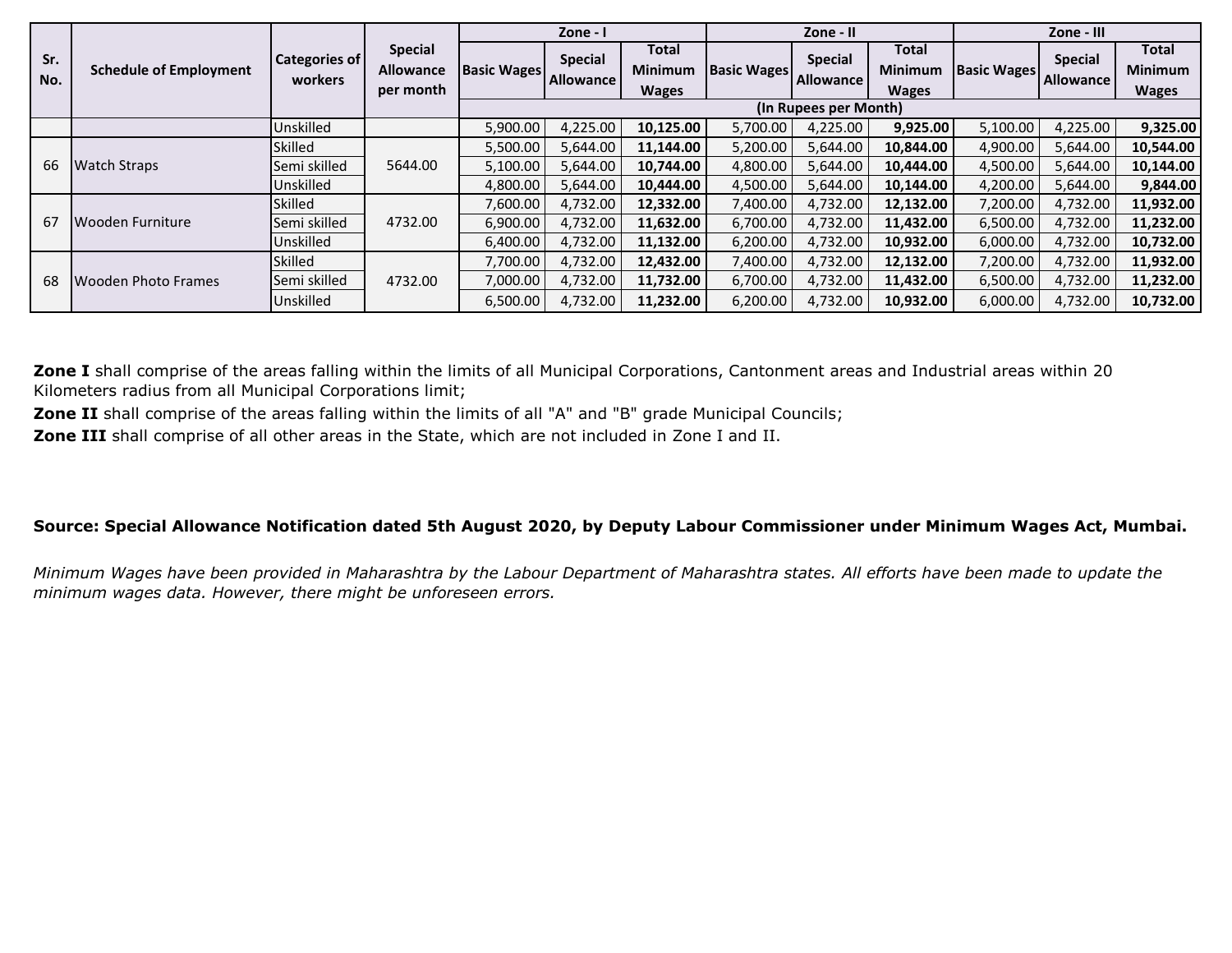| Sr. No. | Schedule of Employment | Categories of workers | Special Allowance per month | Zone - I | | | Zone - II | | | Zone - III | | |
|---|---|---|---|---|---|---|---|---|---|---|---|---|
| | | | | Basic Wages | Special Allowance | Total Minimum Wages | Basic Wages | Special Allowance | Total Minimum Wages | Basic Wages | Special Allowance | Total Minimum Wages |
| | | | | (In Rupees per Month) | | | | | | | | |
| | | Unskilled | | 5,900.00 | 4,225.00 | **10,125.00** | 5,700.00 | 4,225.00 | **9,925.00** | 5,100.00 | 4,225.00 | **9,325.00** |
| 66 | Watch Straps | Skilled | 5644.00 | 5,500.00 | 5,644.00 | **11,144.00** | 5,200.00 | 5,644.00 | **10,844.00** | 4,900.00 | 5,644.00 | **10,544.00** |
| | | Semi skilled | | 5,100.00 | 5,644.00 | **10,744.00** | 4,800.00 | 5,644.00 | **10,444.00** | 4,500.00 | 5,644.00 | **10,144.00** |
| | | Unskilled | | 4,800.00 | 5,644.00 | **10,444.00** | 4,500.00 | 5,644.00 | **10,144.00** | 4,200.00 | 5,644.00 | **9,844.00** |
| 67 | Wooden Furniture | Skilled | 4732.00 | 7,600.00 | 4,732.00 | **12,332.00** | 7,400.00 | 4,732.00 | **12,132.00** | 7,200.00 | 4,732.00 | **11,932.00** |
| | | Semi skilled | | 6,900.00 | 4,732.00 | **11,632.00** | 6,700.00 | 4,732.00 | **11,432.00** | 6,500.00 | 4,732.00 | **11,232.00** |
| | | Unskilled | | 6,400.00 | 4,732.00 | **11,132.00** | 6,200.00 | 4,732.00 | **10,932.00** | 6,000.00 | 4,732.00 | **10,732.00** |
| 68 | Wooden Photo Frames | Skilled | 4732.00 | 7,700.00 | 4,732.00 | **12,432.00** | 7,400.00 | 4,732.00 | **12,132.00** | 7,200.00 | 4,732.00 | **11,932.00** |
| | | Semi skilled | | 7,000.00 | 4,732.00 | **11,732.00** | 6,700.00 | 4,732.00 | **11,432.00** | 6,500.00 | 4,732.00 | **11,232.00** |
| | | Unskilled | | 6,500.00 | 4,732.00 | **11,232.00** | 6,200.00 | 4,732.00 | **10,932.00** | 6,000.00 | 4,732.00 | **10,732.00** |

**Zone I** shall comprise of the areas falling within the limits of all Municipal Corporations, Cantonment areas and Industrial areas within 20 Kilometers radius from all Municipal Corporations limit;

**Zone II** shall comprise of the areas falling within the limits of all "A" and "B" grade Municipal Councils;

**Zone III** shall comprise of all other areas in the State, which are not included in Zone I and II.

**Source: Special Allowance Notification dated 5th August 2020, by Deputy Labour Commissioner under Minimum Wages Act, Mumbai.**

*Minimum Wages have been provided in Maharashtra by the Labour Department of Maharashtra states. All efforts have been made to update the minimum wages data. However, there might be unforeseen errors.*